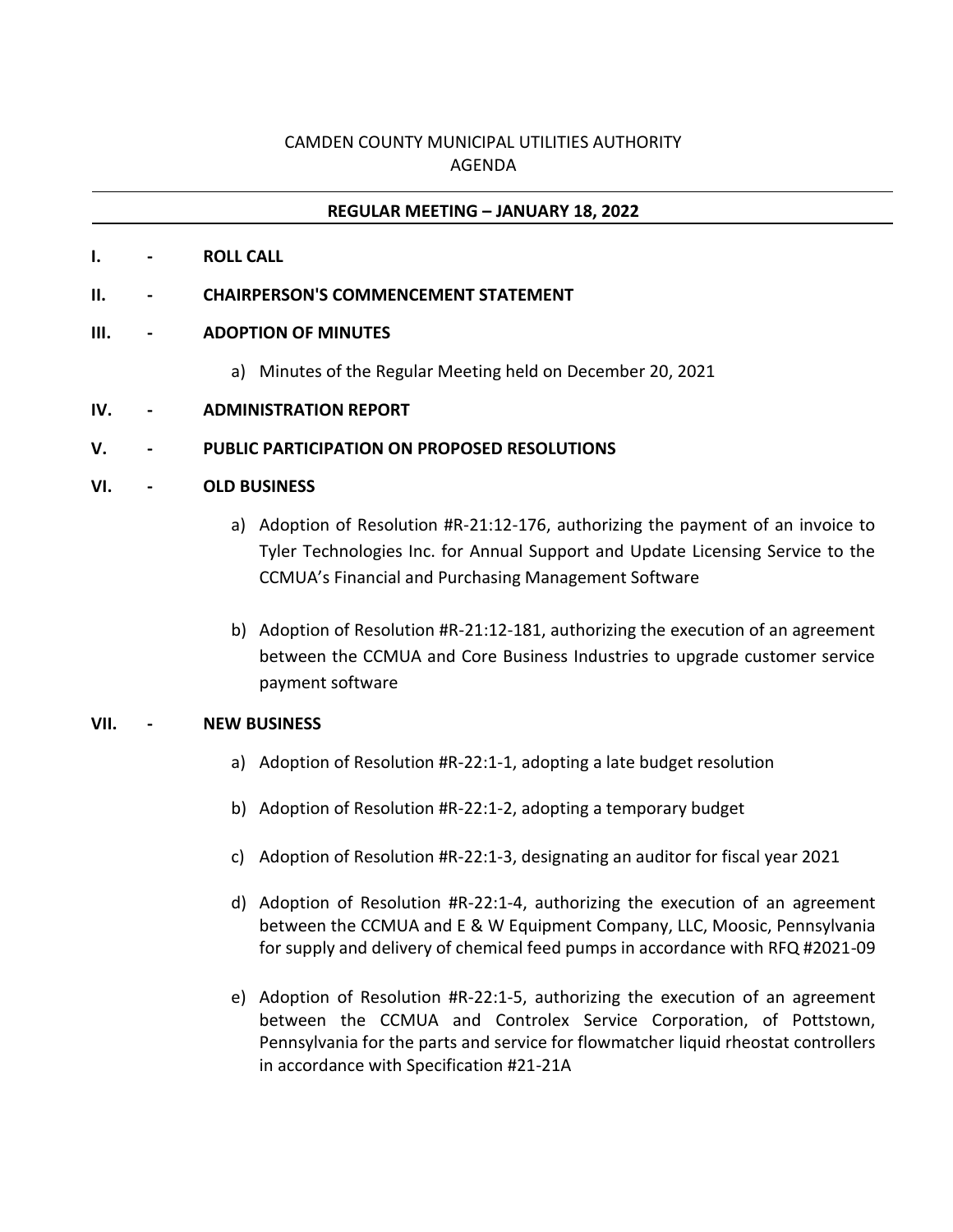# CAMDEN COUNTY MUNICIPAL UTILITIES AUTHORITY
## AGENDA

---

**REGULAR MEETING – JANUARY 18, 2022**

---

**I. - ROLL CALL**

**II. - CHAIRPERSON'S COMMENCEMENT STATEMENT**

**III. - ADOPTION OF MINUTES**

a) Minutes of the Regular Meeting held on December 20, 2021

**IV. - ADMINISTRATION REPORT**

**V. - PUBLIC PARTICIPATION ON PROPOSED RESOLUTIONS**

**VI. - OLD BUSINESS**

a) Adoption of Resolution #R-21:12-176, authorizing the payment of an invoice to Tyler Technologies Inc. for Annual Support and Update Licensing Service to the CCMUA's Financial and Purchasing Management Software

b) Adoption of Resolution #R-21:12-181, authorizing the execution of an agreement between the CCMUA and Core Business Industries to upgrade customer service payment software

**VII. - NEW BUSINESS**

a) Adoption of Resolution #R-22:1-1, adopting a late budget resolution

b) Adoption of Resolution #R-22:1-2, adopting a temporary budget

c) Adoption of Resolution #R-22:1-3, designating an auditor for fiscal year 2021

d) Adoption of Resolution #R-22:1-4, authorizing the execution of an agreement between the CCMUA and E & W Equipment Company, LLC, Moosic, Pennsylvania for supply and delivery of chemical feed pumps in accordance with RFQ #2021-09

e) Adoption of Resolution #R-22:1-5, authorizing the execution of an agreement between the CCMUA and Controlex Service Corporation, of Pottstown, Pennsylvania for the parts and service for flowmatcher liquid rheostat controllers in accordance with Specification #21-21A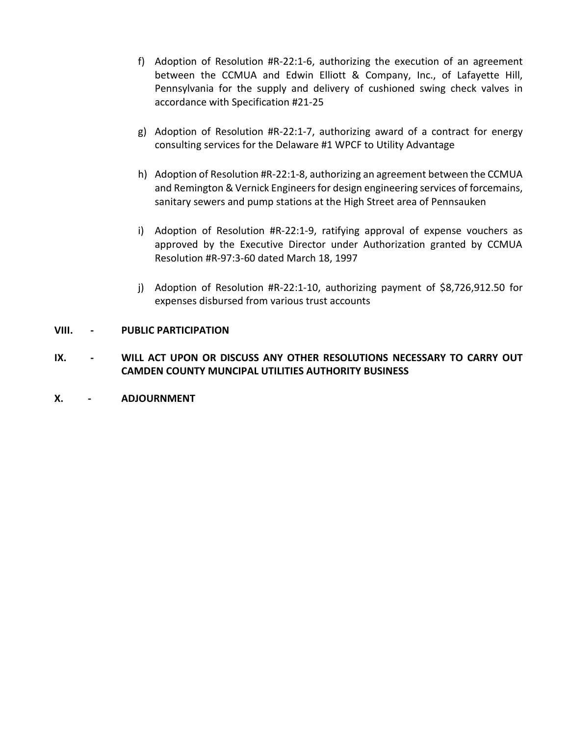f) Adoption of Resolution #R-22:1-6, authorizing the execution of an agreement between the CCMUA and Edwin Elliott & Company, Inc., of Lafayette Hill, Pennsylvania for the supply and delivery of cushioned swing check valves in accordance with Specification #21-25

g) Adoption of Resolution #R-22:1-7, authorizing award of a contract for energy consulting services for the Delaware #1 WPCF to Utility Advantage

h) Adoption of Resolution #R-22:1-8, authorizing an agreement between the CCMUA and Remington & Vernick Engineers for design engineering services of forcemains, sanitary sewers and pump stations at the High Street area of Pennsauken

i) Adoption of Resolution #R-22:1-9, ratifying approval of expense vouchers as approved by the Executive Director under Authorization granted by CCMUA Resolution #R-97:3-60 dated March 18, 1997

j) Adoption of Resolution #R-22:1-10, authorizing payment of $8,726,912.50 for expenses disbursed from various trust accounts

**VIII. - PUBLIC PARTICIPATION**

**IX. - WILL ACT UPON OR DISCUSS ANY OTHER RESOLUTIONS NECESSARY TO CARRY OUT CAMDEN COUNTY MUNCIPAL UTILITIES AUTHORITY BUSINESS**

**X. - ADJOURNMENT**